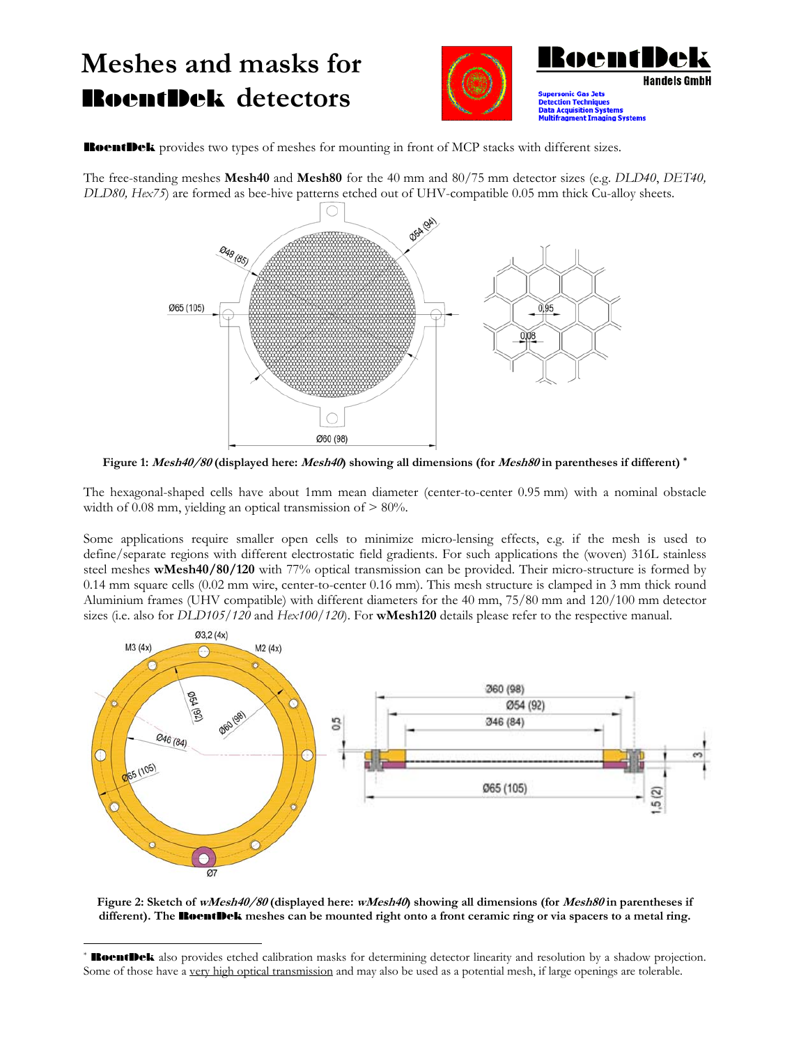# Meshes and masks for RoentDek detectors

**RoentDek** provides two types of meshes for mounting in front of MCP stacks with different sizes.

The free-standing meshes **Mesh40** and **Mesh80** for the 40 mm and 80/75 mm detector sizes (e.g. *DLD40*, *DET40, DLD80, Hex75*) are formed as bee-hive patterns etched out of UHV-compatible 0.05 mm thick Cu-alloy sheets.

**Figure 1: *Mesh40/80* (displayed here: *Mesh40*) showing all dimensions (for *Mesh80* in parentheses if different) ***

The hexagonal-shaped cells have about 1mm mean diameter (center-to-center 0.95 mm) with a nominal obstacle width of 0.08 mm, yielding an optical transmission of > 80%.

Some applications require smaller open cells to minimize micro-lensing effects, e.g. if the mesh is used to define/separate regions with different electrostatic field gradients. For such applications the (woven) 316L stainless steel meshes **wMesh40/80/120** with 77% optical transmission can be provided. Their micro-structure is formed by 0.14 mm square cells (0.02 mm wire, center-to-center 0.16 mm). This mesh structure is clamped in 3 mm thick round Aluminium frames (UHV compatible) with different diameters for the 40 mm, 75/80 mm and 120/100 mm detector sizes (i.e. also for *DLD105/120* and *Hex100/120*). For **wMesh120** details please refer to the respective manual.

**Figure 2: Sketch of *wMesh40/80* (displayed here: *wMesh40*) showing all dimensions (for *Mesh80* in parentheses if different). The RoentDek meshes can be mounted right onto a front ceramic ring or via spacers to a metal ring.**

\* **RoentDek** also provides etched calibration masks for determining detector linearity and resolution by a shadow projection. Some of those have a very high optical transmission and may also be used as a potential mesh, if large openings are tolerable.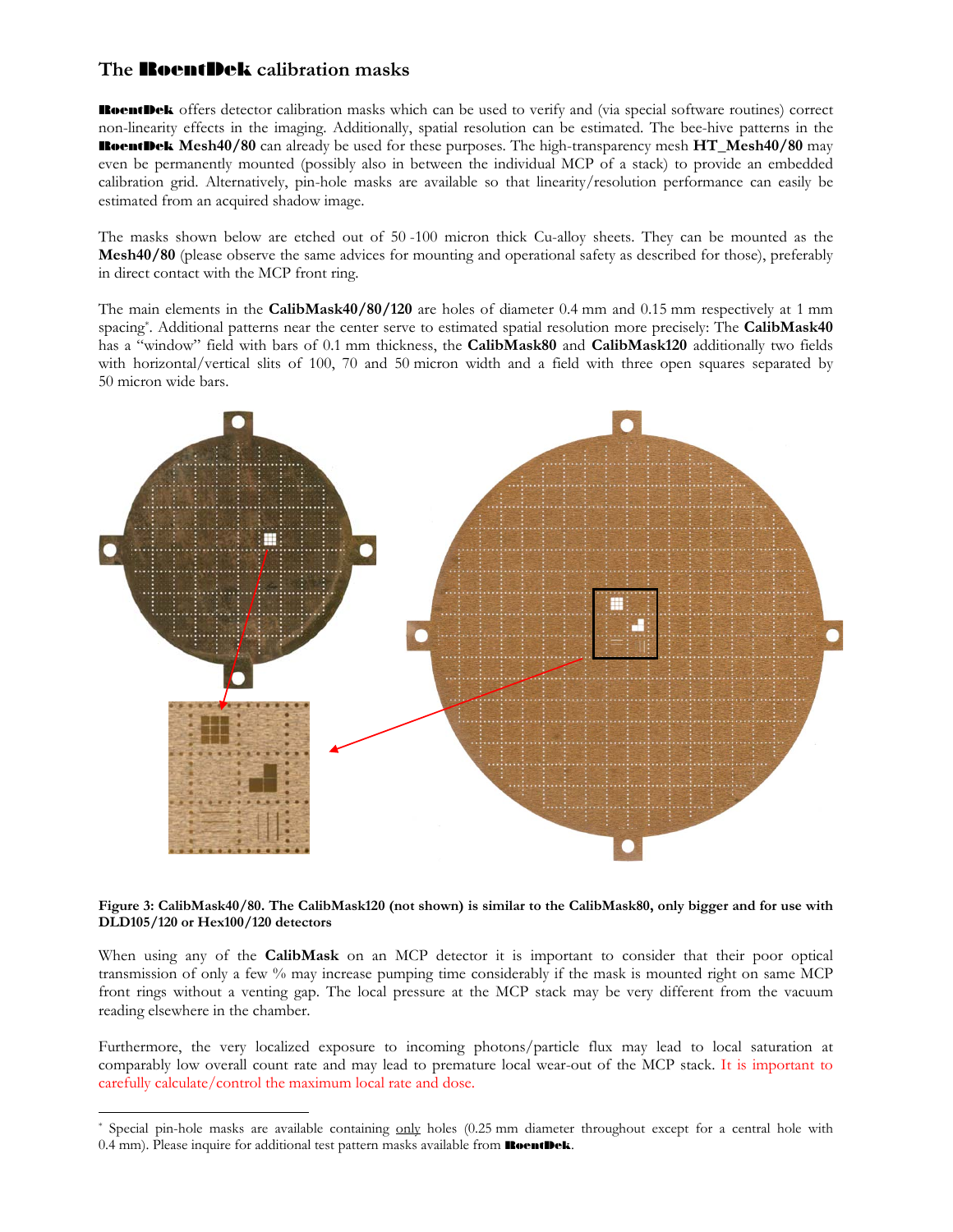## The RoentDek calibration masks

**RoentDek** offers detector calibration masks which can be used to verify and (via special software routines) correct non-linearity effects in the imaging. Additionally, spatial resolution can be estimated. The bee-hive patterns in the **RoentDek Mesh40/80** can already be used for these purposes. The high-transparency mesh **HT_Mesh40/80** may even be permanently mounted (possibly also in between the individual MCP of a stack) to provide an embedded calibration grid. Alternatively, pin-hole masks are available so that linearity/resolution performance can easily be estimated from an acquired shadow image.

The masks shown below are etched out of 50 -100 micron thick Cu-alloy sheets. They can be mounted as the **Mesh40/80** (please observe the same advices for mounting and operational safety as described for those), preferably in direct contact with the MCP front ring.

The main elements in the **CalibMask40/80/120** are holes of diameter 0.4 mm and 0.15 mm respectively at 1 mm spacing*. Additional patterns near the center serve to estimated spatial resolution more precisely: The **CalibMask40** has a "window" field with bars of 0.1 mm thickness, the **CalibMask80** and **CalibMask120** additionally two fields with horizontal/vertical slits of 100, 70 and 50 micron width and a field with three open squares separated by 50 micron wide bars.

**Figure 3: CalibMask40/80. The CalibMask120 (not shown) is similar to the CalibMask80, only bigger and for use with DLD105/120 or Hex100/120 detectors**

When using any of the **CalibMask** on an MCP detector it is important to consider that their poor optical transmission of only a few % may increase pumping time considerably if the mask is mounted right on same MCP front rings without a venting gap. The local pressure at the MCP stack may be very different from the vacuum reading elsewhere in the chamber.

Furthermore, the very localized exposure to incoming photons/particle flux may lead to local saturation at comparably low overall count rate and may lead to premature local wear-out of the MCP stack. It is important to carefully calculate/control the maximum local rate and dose.

---

* Special pin-hole masks are available containing only holes (0.25 mm diameter throughout except for a central hole with 0.4 mm). Please inquire for additional test pattern masks available from RoentDek.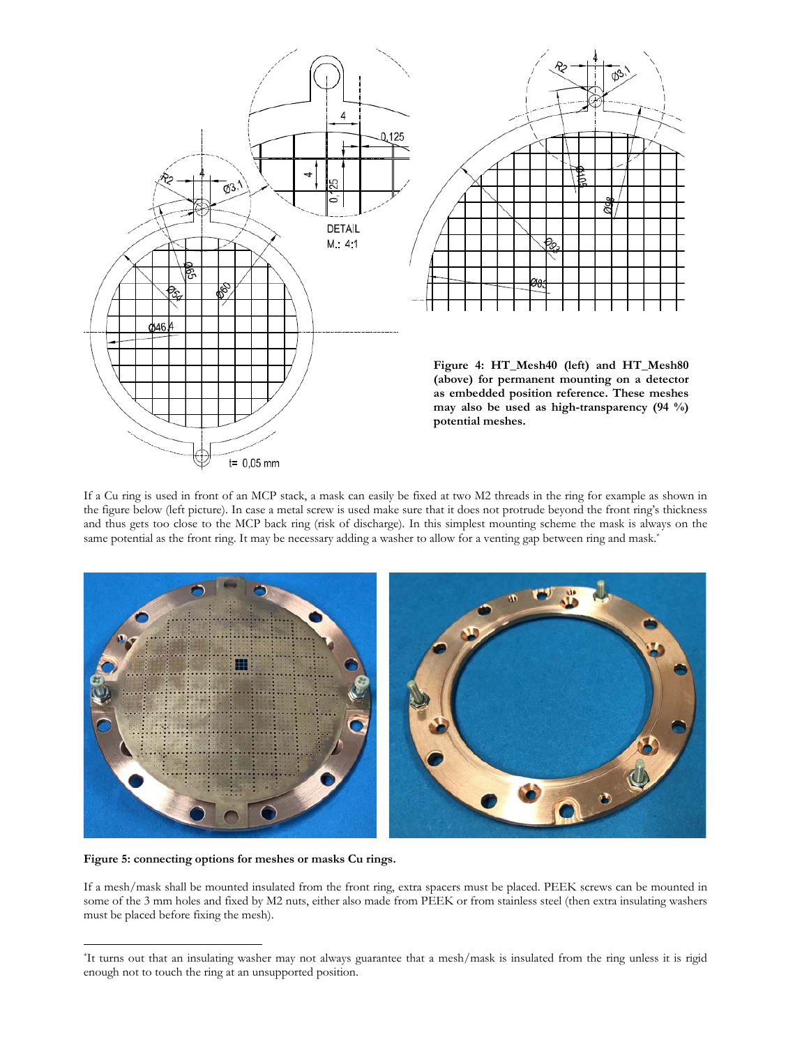**Figure 4: HT_Mesh40 (left) and HT_Mesh80 (above) for permanent mounting on a detector as embedded position reference. These meshes may also be used as high-transparency (94 %) potential meshes.**

If a Cu ring is used in front of an MCP stack, a mask can easily be fixed at two M2 threads in the ring for example as shown in the figure below (left picture). In case a metal screw is used make sure that it does not protrude beyond the front ring's thickness and thus gets too close to the MCP back ring (risk of discharge). In this simplest mounting scheme the mask is always on the same potential as the front ring. It may be necessary adding a washer to allow for a venting gap between ring and mask.*

**Figure 5: connecting options for meshes or masks Cu rings.**

If a mesh/mask shall be mounted insulated from the front ring, extra spacers must be placed. PEEK screws can be mounted in some of the 3 mm holes and fixed by M2 nuts, either also made from PEEK or from stainless steel (then extra insulating washers must be placed before fixing the mesh).

*It turns out that an insulating washer may not always guarantee that a mesh/mask is insulated from the ring unless it is rigid enough not to touch the ring at an unsupported position.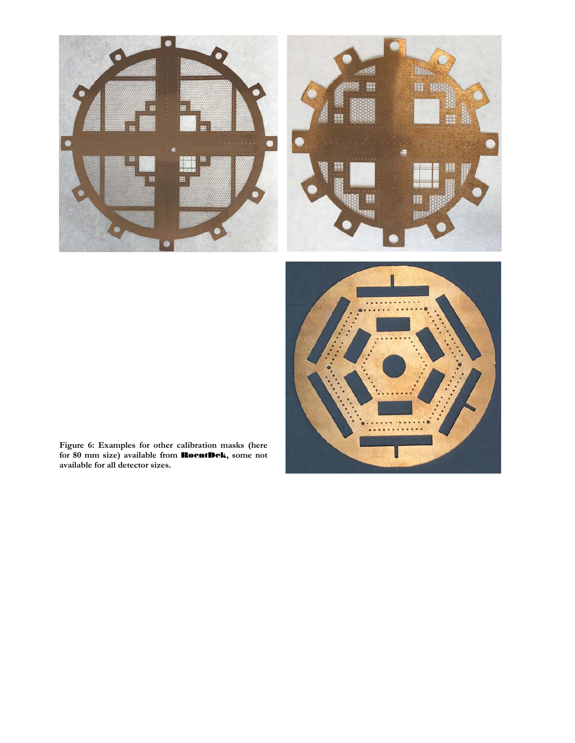**Figure 6: Examples for other calibration masks (here for 80 mm size) available from RoentDek, some not available for all detector sizes.**